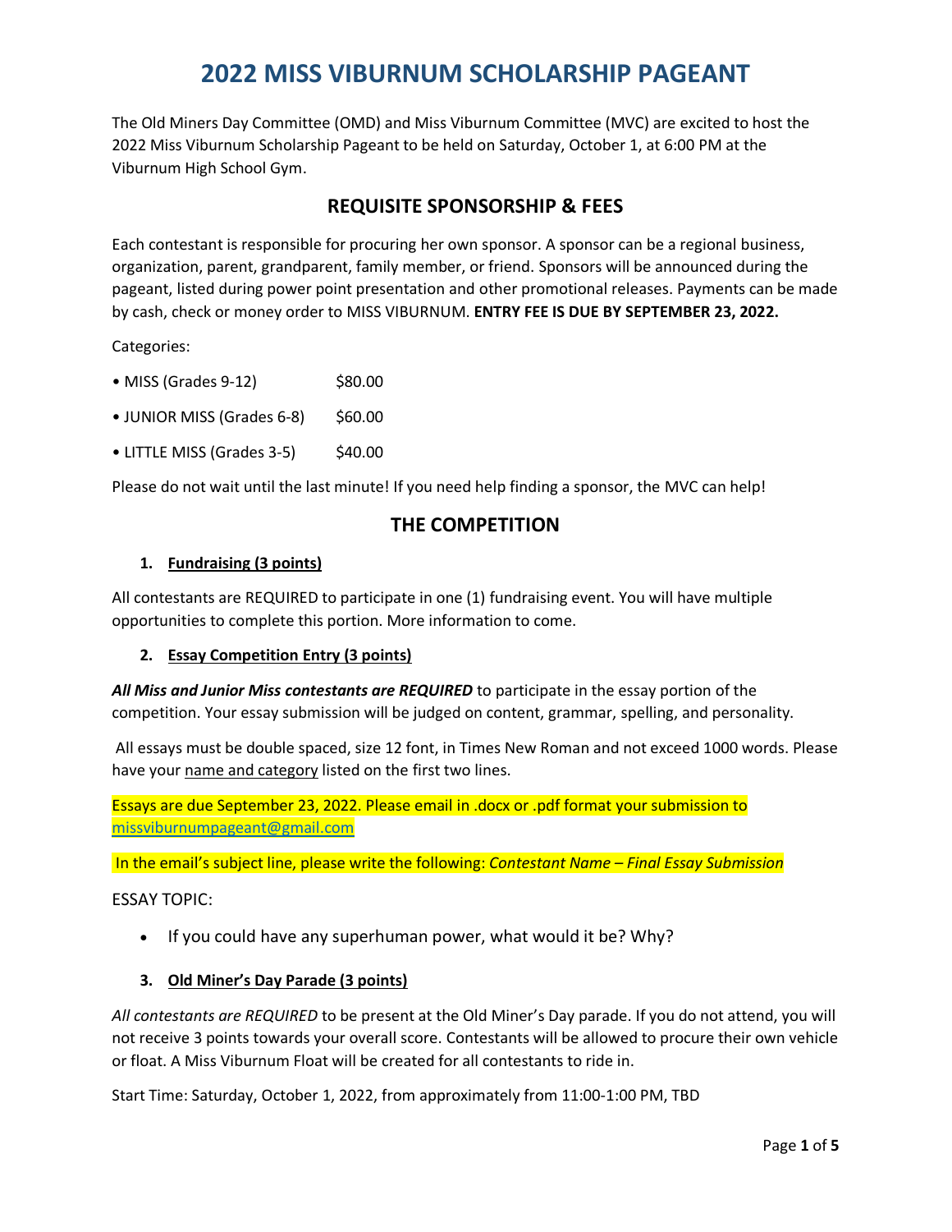# 2022 MISS VIBURNUM SCHOLARSHIP PAGEANT

The Old Miners Day Committee (OMD) and Miss Viburnum Committee (MVC) are excited to host the 2022 Miss Viburnum Scholarship Pageant to be held on Saturday, October 1, at 6:00 PM at the Viburnum High School Gym.

## REQUISITE SPONSORSHIP & FEES

Each contestant is responsible for procuring her own sponsor. A sponsor can be a regional business, organization, parent, grandparent, family member, or friend. Sponsors will be announced during the pageant, listed during power point presentation and other promotional releases. Payments can be made by cash, check or money order to MISS VIBURNUM. **ENTRY FEE IS DUE BY SEPTEMBER 23, 2022.**

Categories:

- MISS (Grades 9-12) $80.00
- JUNIOR MISS (Grades 6-8) $60.00
- LITTLE MISS (Grades 3-5) $40.00

Please do not wait until the last minute! If you need help finding a sponsor, the MVC can help!

## THE COMPETITION

### 1. Fundraising (3 points)

All contestants are REQUIRED to participate in one (1) fundraising event. You will have multiple opportunities to complete this portion. More information to come.

### 2. Essay Competition Entry (3 points)

***All Miss and Junior Miss contestants are REQUIRED*** to participate in the essay portion of the competition. Your essay submission will be judged on content, grammar, spelling, and personality.

All essays must be double spaced, size 12 font, in Times New Roman and not exceed 1000 words. Please have your name and category listed on the first two lines.

Essays are due September 23, 2022. Please email in .docx or .pdf format your submission to missviburnumpageant@gmail.com

In the email's subject line, please write the following: *Contestant Name – Final Essay Submission*

ESSAY TOPIC:

- If you could have any superhuman power, what would it be? Why?

### 3. Old Miner's Day Parade (3 points)

*All contestants are REQUIRED* to be present at the Old Miner's Day parade. If you do not attend, you will not receive 3 points towards your overall score. Contestants will be allowed to procure their own vehicle or float. A Miss Viburnum Float will be created for all contestants to ride in.

Start Time: Saturday, October 1, 2022, from approximately from 11:00-1:00 PM, TBD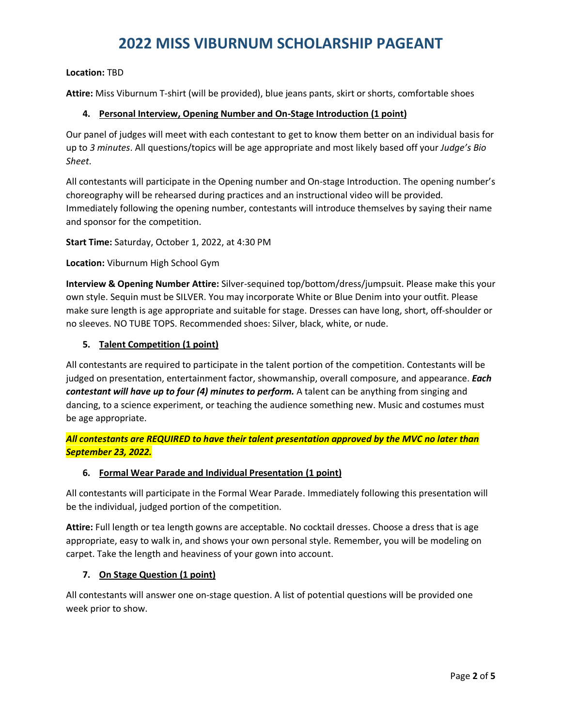# 2022 MISS VIBURNUM SCHOLARSHIP PAGEANT

**Location:** TBD

**Attire:** Miss Viburnum T-shirt (will be provided), blue jeans pants, skirt or shorts, comfortable shoes

### 4. Personal Interview, Opening Number and On-Stage Introduction (1 point)

Our panel of judges will meet with each contestant to get to know them better on an individual basis for up to *3 minutes*. All questions/topics will be age appropriate and most likely based off your *Judge's Bio Sheet*.

All contestants will participate in the Opening number and On-stage Introduction. The opening number's choreography will be rehearsed during practices and an instructional video will be provided. Immediately following the opening number, contestants will introduce themselves by saying their name and sponsor for the competition.

**Start Time:** Saturday, October 1, 2022, at 4:30 PM

**Location:** Viburnum High School Gym

**Interview & Opening Number Attire:** Silver-sequined top/bottom/dress/jumpsuit. Please make this your own style. Sequin must be SILVER. You may incorporate White or Blue Denim into your outfit. Please make sure length is age appropriate and suitable for stage. Dresses can have long, short, off-shoulder or no sleeves. NO TUBE TOPS. Recommended shoes: Silver, black, white, or nude.

### 5. Talent Competition (1 point)

All contestants are required to participate in the talent portion of the competition. Contestants will be judged on presentation, entertainment factor, showmanship, overall composure, and appearance. ***Each contestant will have up to four (4) minutes to perform.*** A talent can be anything from singing and dancing, to a science experiment, or teaching the audience something new. Music and costumes must be age appropriate.

***All contestants are REQUIRED to have their talent presentation approved by the MVC no later than September 23, 2022.***

### 6. Formal Wear Parade and Individual Presentation (1 point)

All contestants will participate in the Formal Wear Parade. Immediately following this presentation will be the individual, judged portion of the competition.

**Attire:** Full length or tea length gowns are acceptable. No cocktail dresses. Choose a dress that is age appropriate, easy to walk in, and shows your own personal style. Remember, you will be modeling on carpet. Take the length and heaviness of your gown into account.

### 7. On Stage Question (1 point)

All contestants will answer one on-stage question. A list of potential questions will be provided one week prior to show.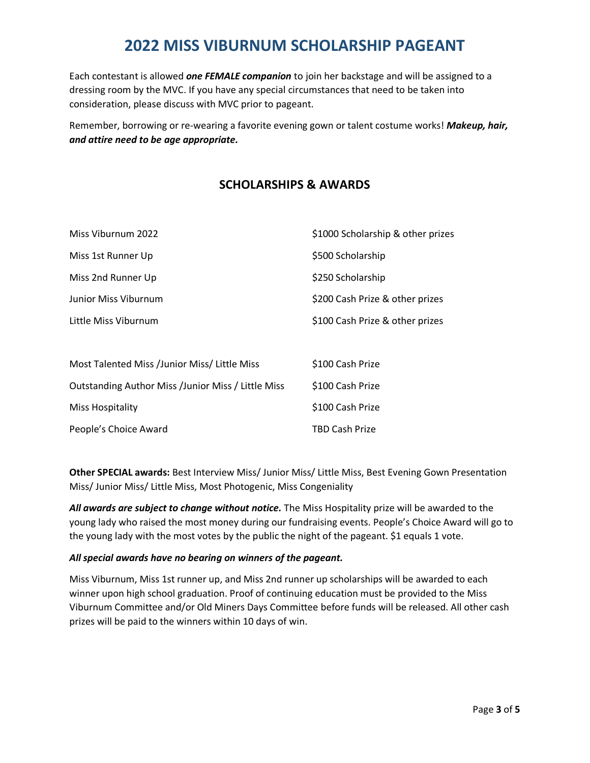# 2022 MISS VIBURNUM SCHOLARSHIP PAGEANT

Each contestant is allowed ***one FEMALE companion*** to join her backstage and will be assigned to a dressing room by the MVC. If you have any special circumstances that need to be taken into consideration, please discuss with MVC prior to pageant.

Remember, borrowing or re-wearing a favorite evening gown or talent costume works! ***Makeup, hair, and attire need to be age appropriate.***

## SCHOLARSHIPS & AWARDS

| | |
|---|---|
| Miss Viburnum 2022 | $1000 Scholarship & other prizes |
| Miss 1st Runner Up | $500 Scholarship |
| Miss 2nd Runner Up | $250 Scholarship |
| Junior Miss Viburnum | $200 Cash Prize & other prizes |
| Little Miss Viburnum | $100 Cash Prize & other prizes |
| | |
| Most Talented Miss /Junior Miss/ Little Miss | $100 Cash Prize |
| Outstanding Author Miss /Junior Miss / Little Miss | $100 Cash Prize |
| Miss Hospitality | $100 Cash Prize |
| People's Choice Award | TBD Cash Prize |

**Other SPECIAL awards:** Best Interview Miss/ Junior Miss/ Little Miss, Best Evening Gown Presentation Miss/ Junior Miss/ Little Miss, Most Photogenic, Miss Congeniality

***All awards are subject to change without notice.*** The Miss Hospitality prize will be awarded to the young lady who raised the most money during our fundraising events. People's Choice Award will go to the young lady with the most votes by the public the night of the pageant. $1 equals 1 vote.

***All special awards have no bearing on winners of the pageant.***

Miss Viburnum, Miss 1st runner up, and Miss 2nd runner up scholarships will be awarded to each winner upon high school graduation. Proof of continuing education must be provided to the Miss Viburnum Committee and/or Old Miners Days Committee before funds will be released. All other cash prizes will be paid to the winners within 10 days of win.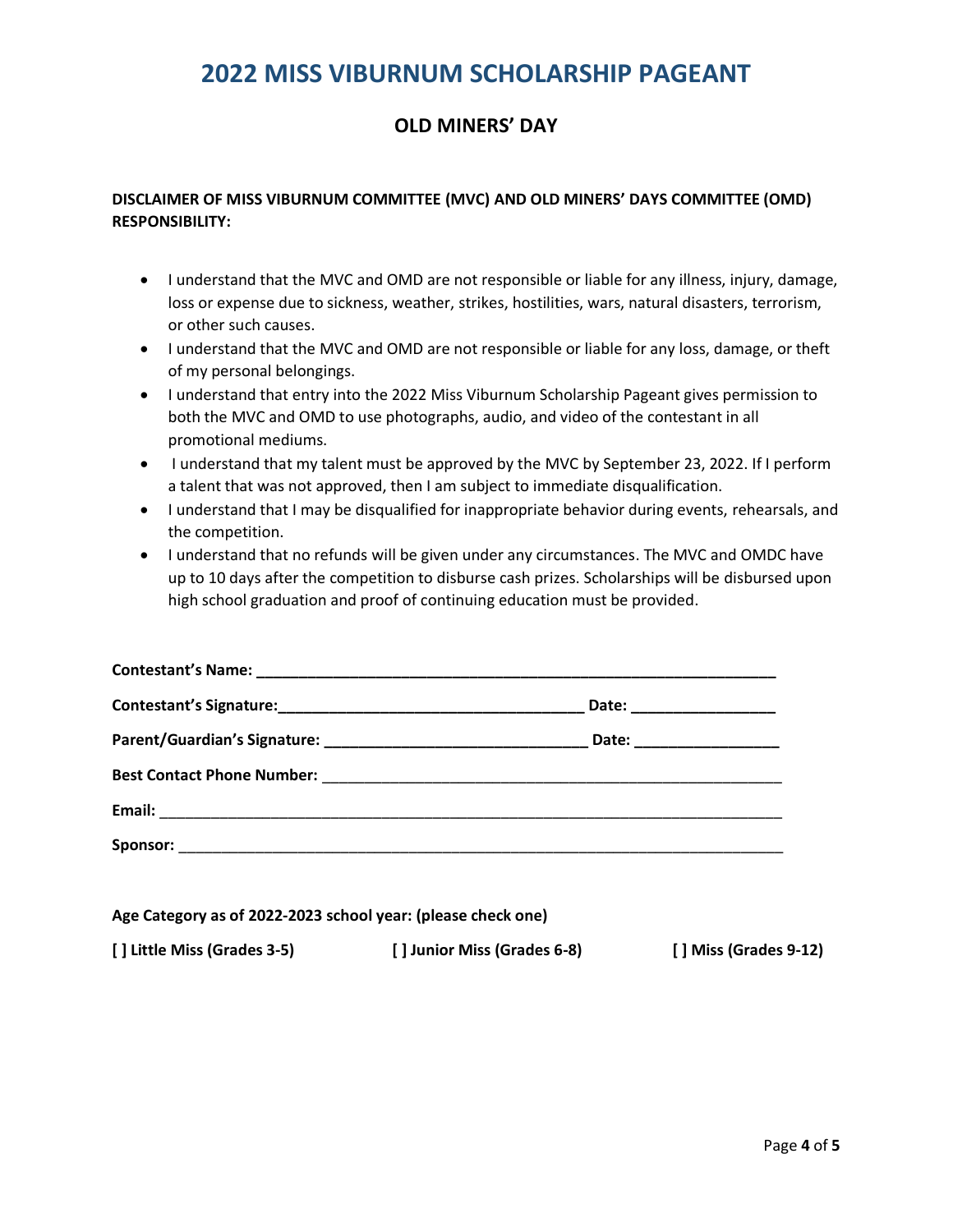# 2022 MISS VIBURNUM SCHOLARSHIP PAGEANT

## OLD MINERS' DAY

**DISCLAIMER OF MISS VIBURNUM COMMITTEE (MVC) AND OLD MINERS' DAYS COMMITTEE (OMD) RESPONSIBILITY:**

- I understand that the MVC and OMD are not responsible or liable for any illness, injury, damage, loss or expense due to sickness, weather, strikes, hostilities, wars, natural disasters, terrorism, or other such causes.
- I understand that the MVC and OMD are not responsible or liable for any loss, damage, or theft of my personal belongings.
- I understand that entry into the 2022 Miss Viburnum Scholarship Pageant gives permission to both the MVC and OMD to use photographs, audio, and video of the contestant in all promotional mediums.
- I understand that my talent must be approved by the MVC by September 23, 2022. If I perform a talent that was not approved, then I am subject to immediate disqualification.
- I understand that I may be disqualified for inappropriate behavior during events, rehearsals, and the competition.
- I understand that no refunds will be given under any circumstances. The MVC and OMDC have up to 10 days after the competition to disburse cash prizes. Scholarships will be disbursed upon high school graduation and proof of continuing education must be provided.

**Contestant's Name: ______________________________________________________________**

**Contestant's Signature:___________________________________ Date: ________________**

**Parent/Guardian's Signature: ______________________________ Date: ________________**

**Best Contact Phone Number:** ______________________________________________________

**Email:** _______________________________________________________________________

**Sponsor:** _____________________________________________________________________

**Age Category as of 2022-2023 school year: (please check one)**

**[ ] Little Miss (Grades 3-5)**  **[ ] Junior Miss (Grades 6-8)**  **[ ] Miss (Grades 9-12)**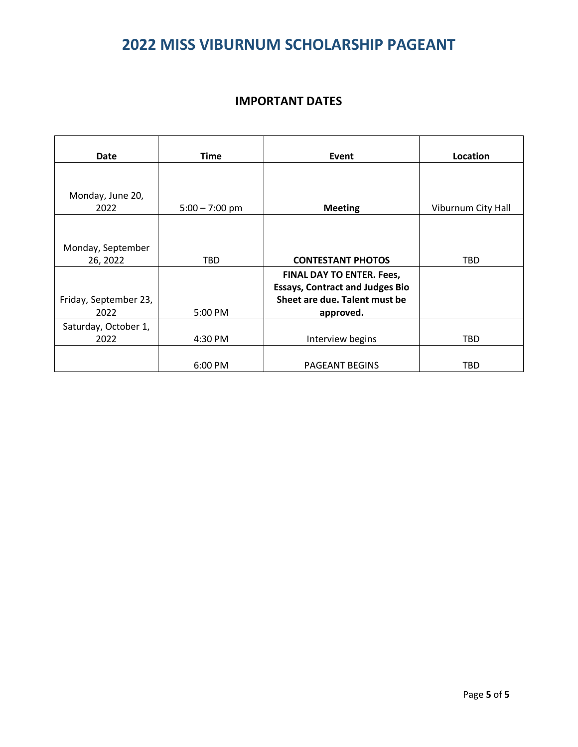# 2022 MISS VIBURNUM SCHOLARSHIP PAGEANT

## IMPORTANT DATES

| Date | Time | Event | Location |
|---|---|---|---|
| Monday, June 20, 2022 | 5:00 – 7:00 pm | **Meeting** | Viburnum City Hall |
| Monday, September 26, 2022 | TBD | **CONTESTANT PHOTOS** | TBD |
| Friday, September 23, 2022 | 5:00 PM | **FINAL DAY TO ENTER. Fees, Essays, Contract and Judges Bio Sheet are due. Talent must be approved.** | |
| Saturday, October 1, 2022 | 4:30 PM | Interview begins | TBD |
| | 6:00 PM | PAGEANT BEGINS | TBD |